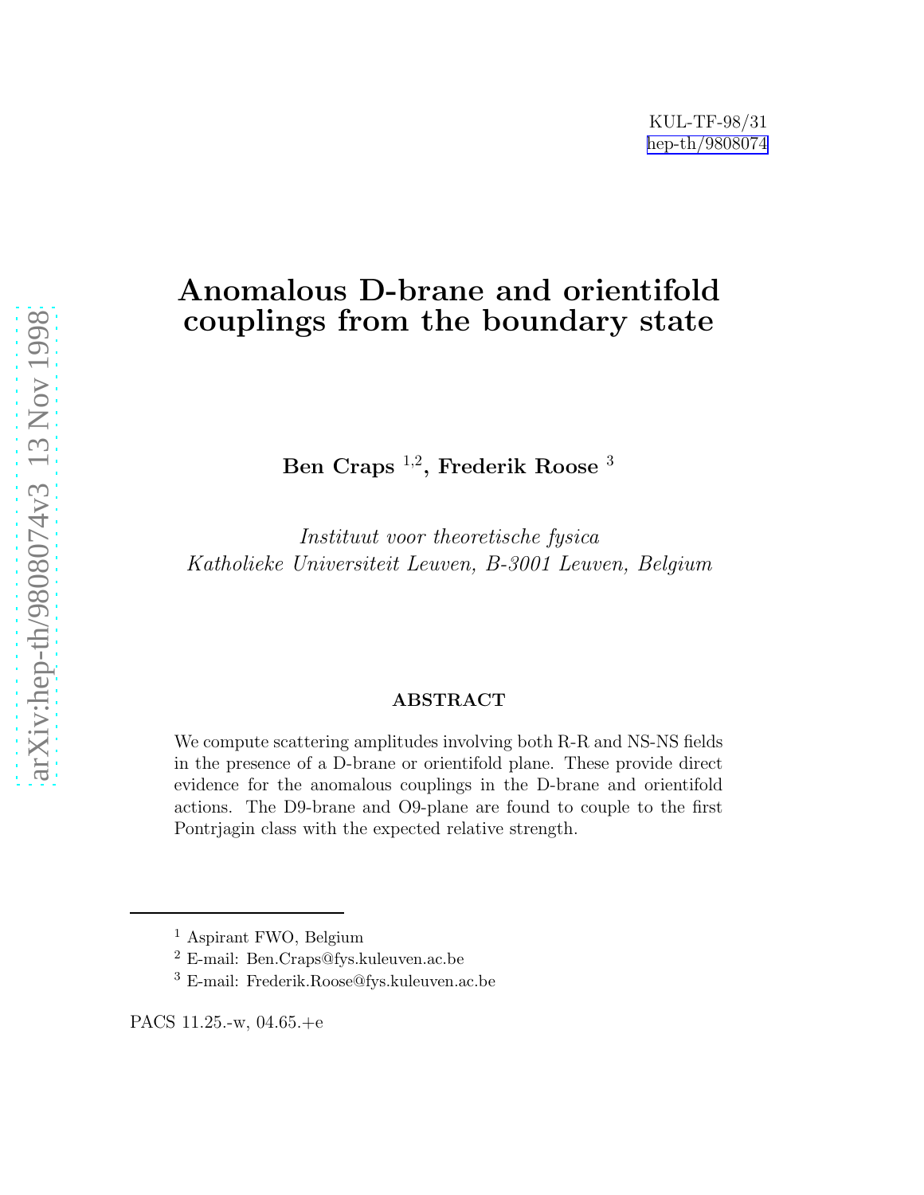KUL-TF-98/31
hep-th/9808074

# Anomalous D-brane and orientifold couplings from the boundary state

**Ben Craps** [1,2], **Frederik Roose** [3]

*Instituut voor theoretische fysica*
*Katholieke Universiteit Leuven, B-3001 Leuven, Belgium*

## ABSTRACT

We compute scattering amplitudes involving both R-R and NS-NS fields in the presence of a D-brane or orientifold plane. These provide direct evidence for the anomalous couplings in the D-brane and orientifold actions. The D9-brane and O9-plane are found to couple to the first Pontrjagin class with the expected relative strength.

---

[1] Aspirant FWO, Belgium
[2] E-mail: Ben.Craps@fys.kuleuven.ac.be
[3] E-mail: Frederik.Roose@fys.kuleuven.ac.be

PACS 11.25.-w, 04.65.+e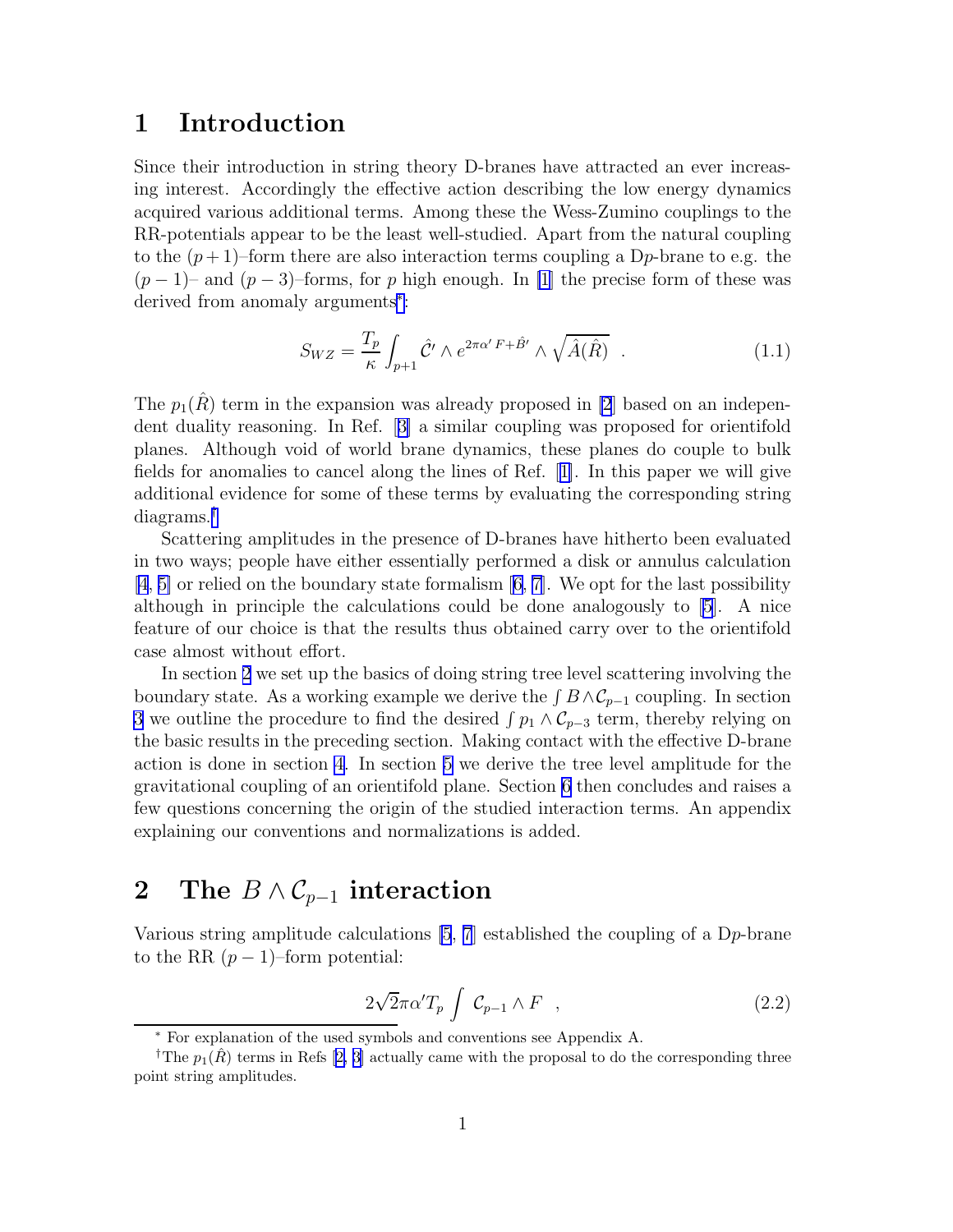# 1 Introduction

Since their introduction in string theory D-branes have attracted an ever increasing interest. Accordingly the effective action describing the low energy dynamics acquired various additional terms. Among these the Wess-Zumino couplings to the RR-potentials appear to be the least well-studied. Apart from the natural coupling to the $(p+1)$–form there are also interaction terms coupling a D$p$-brane to e.g. the $(p-1)$– and $(p-3)$–forms, for $p$ high enough. In [1] the precise form of these was derived from anomaly arguments[*]:

$$S_{WZ} = \frac{T_p}{\kappa} \int_{p+1} \hat{\mathcal{C}}' \wedge e^{2\pi\alpha' F + \hat{B}'} \wedge \sqrt{\hat{A}(\hat{R})} \quad . \tag{1.1}$$

The $p_1(\hat{R})$ term in the expansion was already proposed in [2] based on an independent duality reasoning. In Ref. [3] a similar coupling was proposed for orientifold planes. Although void of world brane dynamics, these planes do couple to bulk fields for anomalies to cancel along the lines of Ref. [1]. In this paper we will give additional evidence for some of these terms by evaluating the corresponding string diagrams.[†]

Scattering amplitudes in the presence of D-branes have hitherto been evaluated in two ways; people have either essentially performed a disk or annulus calculation [4, 5] or relied on the boundary state formalism [6, 7]. We opt for the last possibility although in principle the calculations could be done analogously to [5]. A nice feature of our choice is that the results thus obtained carry over to the orientifold case almost without effort.

In section 2 we set up the basics of doing string tree level scattering involving the boundary state. As a working example we derive the $\int B \wedge \mathcal{C}_{p-1}$ coupling. In section 3 we outline the procedure to find the desired $\int p_1 \wedge \mathcal{C}_{p-3}$ term, thereby relying on the basic results in the preceding section. Making contact with the effective D-brane action is done in section 4. In section 5 we derive the tree level amplitude for the gravitational coupling of an orientifold plane. Section 6 then concludes and raises a few questions concerning the origin of the studied interaction terms. An appendix explaining our conventions and normalizations is added.

# 2 The $B \wedge \mathcal{C}_{p-1}$ interaction

Various string amplitude calculations [5, 7] established the coupling of a D$p$-brane to the RR $(p-1)$–form potential:

$$2\sqrt{2}\pi\alpha' T_p \int \mathcal{C}_{p-1} \wedge F \quad , \tag{2.2}$$

[*] For explanation of the used symbols and conventions see Appendix A.

[†] The $p_1(\hat{R})$ terms in Refs [2, 3] actually came with the proposal to do the corresponding three point string amplitudes.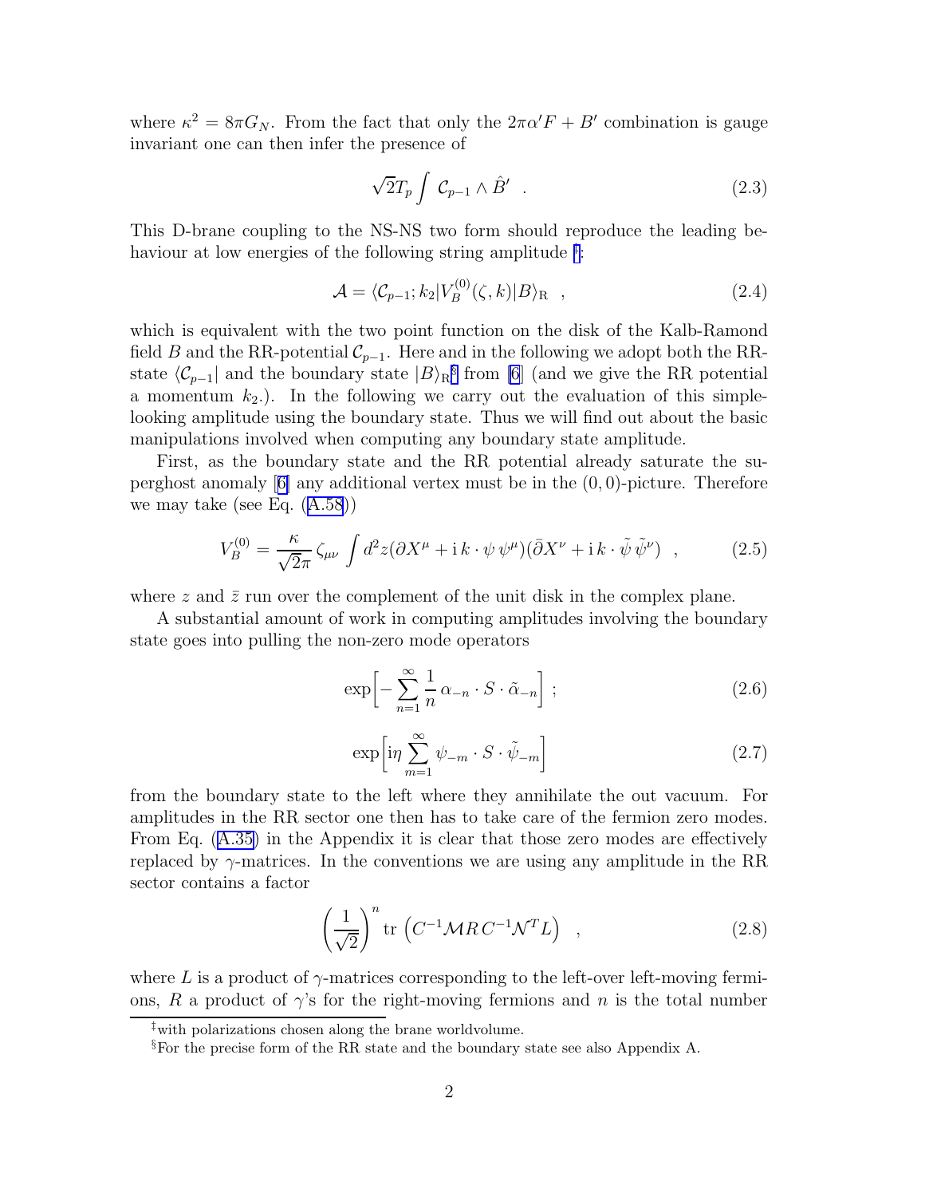where $\kappa^2 = 8\pi G_N$. From the fact that only the $2\pi\alpha' F + B'$ combination is gauge invariant one can then infer the presence of

$$\sqrt{2} T_p \int \mathcal{C}_{p-1} \wedge \hat{B}' \quad . \tag{2.3}$$

This D-brane coupling to the NS-NS two form should reproduce the leading behaviour at low energies of the following string amplitude [‡]:

$$\mathcal{A} = \langle \mathcal{C}_{p-1}; k_2 | V_B^{(0)}(\zeta, k) | B \rangle_{\rm R} \quad , \tag{2.4}$$

which is equivalent with the two point function on the disk of the Kalb-Ramond field $B$ and the RR-potential $\mathcal{C}_{p-1}$. Here and in the following we adopt both the RR-state $\langle \mathcal{C}_{p-1}|$ and the boundary state $|B\rangle_{\rm R}$[§] from [6] (and we give the RR potential a momentum $k_2$.). In the following we carry out the evaluation of this simple-looking amplitude using the boundary state. Thus we will find out about the basic manipulations involved when computing any boundary state amplitude.

First, as the boundary state and the RR potential already saturate the superghost anomaly [6] any additional vertex must be in the $(0,0)$-picture. Therefore we may take (see Eq. (A.58))

$$V_B^{(0)} = \frac{\kappa}{\sqrt{2}\pi} \zeta_{\mu\nu} \int d^2 z (\partial X^\mu + {\rm i}\, k \cdot \psi\, \psi^\mu)(\bar{\partial} X^\nu + {\rm i}\, k \cdot \tilde{\psi}\, \tilde{\psi}^\nu) \quad , \tag{2.5}$$

where $z$ and $\bar{z}$ run over the complement of the unit disk in the complex plane.

A substantial amount of work in computing amplitudes involving the boundary state goes into pulling the non-zero mode operators

$$\exp\Big[ -\sum_{n=1}^{\infty} \frac{1}{n}\, \alpha_{-n} \cdot S \cdot \tilde{\alpha}_{-n} \Big] \ ; \tag{2.6}$$

$$\exp\Big[ {\rm i}\eta \sum_{m=1}^{\infty} \psi_{-m} \cdot S \cdot \tilde{\psi}_{-m} \Big] \tag{2.7}$$

from the boundary state to the left where they annihilate the out vacuum. For amplitudes in the RR sector one then has to take care of the fermion zero modes. From Eq. (A.35) in the Appendix it is clear that those zero modes are effectively replaced by $\gamma$-matrices. In the conventions we are using any amplitude in the RR sector contains a factor

$$\left( \frac{1}{\sqrt{2}} \right)^n {\rm tr}\, \left( C^{-1} \mathcal{M} R\, C^{-1} \mathcal{N}^T L \right) \quad , \tag{2.8}$$

where $L$ is a product of $\gamma$-matrices corresponding to the left-over left-moving fermions, $R$ a product of $\gamma$'s for the right-moving fermions and $n$ is the total number

[‡] with polarizations chosen along the brane worldvolume.

[§] For the precise form of the RR state and the boundary state see also Appendix A.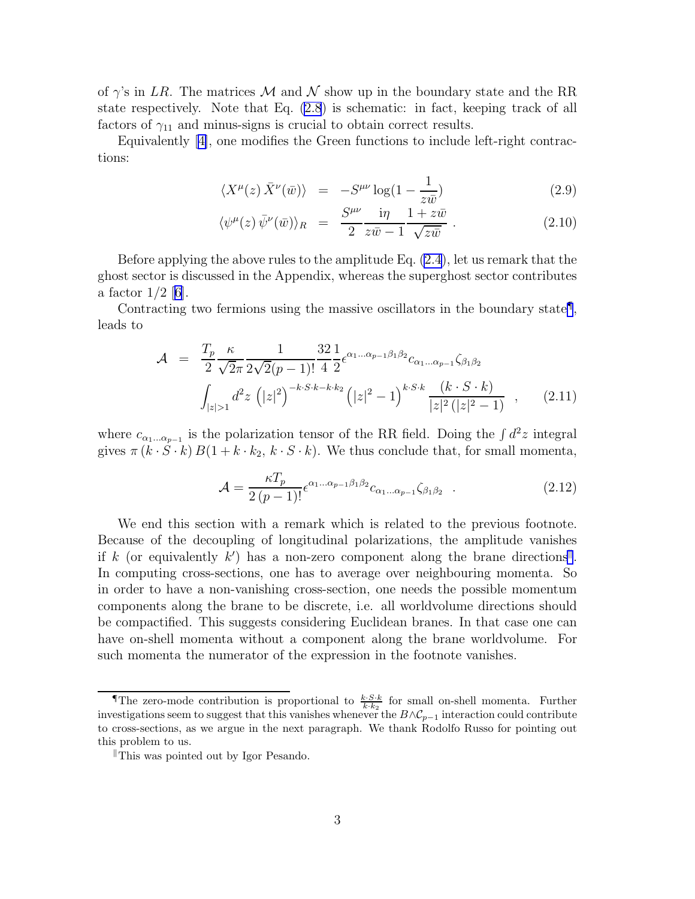of $\gamma$'s in $LR$. The matrices $\mathcal{M}$ and $\mathcal{N}$ show up in the boundary state and the RR state respectively. Note that Eq. (2.8) is schematic: in fact, keeping track of all factors of $\gamma_{11}$ and minus-signs is crucial to obtain correct results.

Equivalently [4], one modifies the Green functions to include left-right contractions:

$$\langle X^\mu(z)\,\bar{X}^\nu(\bar{w})\rangle \;=\; -S^{\mu\nu}\log(1-\frac{1}{z\bar{w}}) \tag{2.9}$$

$$\langle \psi^\mu(z)\,\bar{\psi}^\nu(\bar{w})\rangle_R \;=\; \frac{S^{\mu\nu}}{2}\frac{\mathrm{i}\eta}{z\bar{w}-1}\frac{1+z\bar{w}}{\sqrt{z\bar{w}}}\;. \tag{2.10}$$

Before applying the above rules to the amplitude Eq. (2.4), let us remark that the ghost sector is discussed in the Appendix, whereas the superghost sector contributes a factor $1/2$ [6].

Contracting two fermions using the massive oscillators in the boundary state[¶], leads to

$$\begin{aligned}\mathcal{A} \;=\; & \frac{T_p}{2}\frac{\kappa}{\sqrt{2}\pi}\frac{1}{2\sqrt{2}(p-1)!}\frac{32}{4}\frac{1}{2}\epsilon^{\alpha_1\ldots\alpha_{p-1}\beta_1\beta_2}c_{\alpha_1\ldots\alpha_{p-1}}\zeta_{\beta_1\beta_2} \\ & \int_{|z|>1} d^2z\,\left(|z|^2\right)^{-k\cdot S\cdot k-k\cdot k_2}\left(|z|^2-1\right)^{k\cdot S\cdot k}\frac{(k\cdot S\cdot k)}{|z|^2\,(|z|^2-1)}\quad,\end{aligned} \tag{2.11}$$

where $c_{\alpha_1\ldots\alpha_{p-1}}$ is the polarization tensor of the RR field. Doing the $\int d^2z$ integral gives $\pi\,(k\cdot S\cdot k)\,B(1+k\cdot k_2,\,k\cdot S\cdot k)$. We thus conclude that, for small momenta,

$$\mathcal{A} = \frac{\kappa T_p}{2\,(p-1)!}\epsilon^{\alpha_1\ldots\alpha_{p-1}\beta_1\beta_2}c_{\alpha_1\ldots\alpha_{p-1}}\zeta_{\beta_1\beta_2}\quad. \tag{2.12}$$

We end this section with a remark which is related to the previous footnote. Because of the decoupling of longitudinal polarizations, the amplitude vanishes if $k$ (or equivalently $k'$) has a non-zero component along the brane directions[‖]. In computing cross-sections, one has to average over neighbouring momenta. So in order to have a non-vanishing cross-section, one needs the possible momentum components along the brane to be discrete, i.e. all worldvolume directions should be compactified. This suggests considering Euclidean branes. In that case one can have on-shell momenta without a component along the brane worldvolume. For such momenta the numerator of the expression in the footnote vanishes.

---

[¶] The zero-mode contribution is proportional to $\frac{k\cdot S\cdot k}{k\cdot k_2}$ for small on-shell momenta. Further investigations seem to suggest that this vanishes whenever the $B\wedge\mathcal{C}_{p-1}$ interaction could contribute to cross-sections, as we argue in the next paragraph. We thank Rodolfo Russo for pointing out this problem to us.

[‖] This was pointed out by Igor Pesando.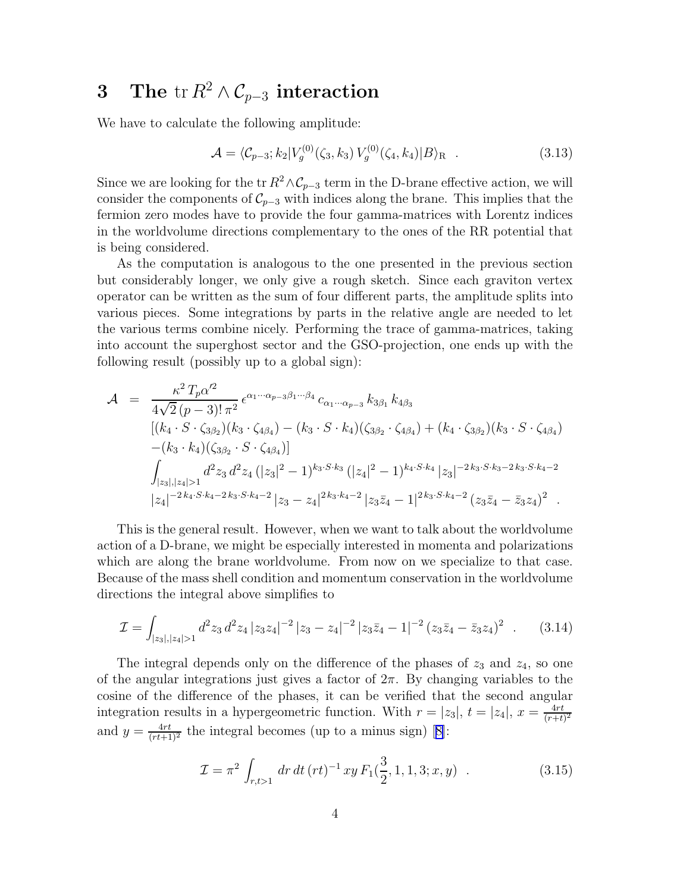# 3 The $\operatorname{tr} R^2 \wedge \mathcal{C}_{p-3}$ interaction

We have to calculate the following amplitude:

$$\mathcal{A} = \langle \mathcal{C}_{p-3}; k_2 | V_g^{(0)}(\zeta_3, k_3)\, V_g^{(0)}(\zeta_4, k_4) | B \rangle_{\mathrm{R}} \quad . \tag{3.13}$$

Since we are looking for the $\operatorname{tr} R^2 \wedge \mathcal{C}_{p-3}$ term in the D-brane effective action, we will consider the components of $\mathcal{C}_{p-3}$ with indices along the brane. This implies that the fermion zero modes have to provide the four gamma-matrices with Lorentz indices in the worldvolume directions complementary to the ones of the RR potential that is being considered.

As the computation is analogous to the one presented in the previous section but considerably longer, we only give a rough sketch. Since each graviton vertex operator can be written as the sum of four different parts, the amplitude splits into various pieces. Some integrations by parts in the relative angle are needed to let the various terms combine nicely. Performing the trace of gamma-matrices, taking into account the superghost sector and the GSO-projection, one ends up with the following result (possibly up to a global sign):

$$\begin{aligned}
\mathcal{A} \;=\;& \frac{\kappa^2\, T_p \alpha'^2}{4\sqrt{2}\,(p-3)!\,\pi^2}\, \epsilon^{\alpha_1 \cdots \alpha_{p-3} \beta_1 \cdots \beta_4}\, c_{\alpha_1 \cdots \alpha_{p-3}}\, k_{3\beta_1}\, k_{4\beta_3} \\
& [(k_4 \cdot S \cdot \zeta_{3\beta_2})(k_3 \cdot \zeta_{4\beta_4}) - (k_3 \cdot S \cdot k_4)(\zeta_{3\beta_2} \cdot \zeta_{4\beta_4}) + (k_4 \cdot \zeta_{3\beta_2})(k_3 \cdot S \cdot \zeta_{4\beta_4}) \\
& -(k_3 \cdot k_4)(\zeta_{3\beta_2} \cdot S \cdot \zeta_{4\beta_4})] \\
& \int_{|z_3|,|z_4|>1} d^2 z_3\, d^2 z_4\, (|z_3|^2 - 1)^{k_3 \cdot S \cdot k_3}\, (|z_4|^2 - 1)^{k_4 \cdot S \cdot k_4}\, |z_3|^{-2\, k_3 \cdot S \cdot k_3 - 2\, k_3 \cdot S \cdot k_4 - 2} \\
& |z_4|^{-2\, k_4 \cdot S \cdot k_4 - 2\, k_3 \cdot S \cdot k_4 - 2}\, |z_3 - z_4|^{2\, k_3 \cdot k_4 - 2}\, |z_3 \bar{z}_4 - 1|^{2\, k_3 \cdot S \cdot k_4 - 2}\, (z_3 \bar{z}_4 - \bar{z}_3 z_4)^2 \quad .
\end{aligned}$$

This is the general result. However, when we want to talk about the worldvolume action of a D-brane, we might be especially interested in momenta and polarizations which are along the brane worldvolume. From now on we specialize to that case. Because of the mass shell condition and momentum conservation in the worldvolume directions the integral above simplifies to

$$\mathcal{I} = \int_{|z_3|,|z_4|>1} d^2 z_3\, d^2 z_4\, |z_3 z_4|^{-2}\, |z_3 - z_4|^{-2}\, |z_3 \bar{z}_4 - 1|^{-2}\, (z_3 \bar{z}_4 - \bar{z}_3 z_4)^2 \quad . \tag{3.14}$$

The integral depends only on the difference of the phases of $z_3$ and $z_4$, so one of the angular integrations just gives a factor of $2\pi$. By changing variables to the cosine of the difference of the phases, it can be verified that the second angular integration results in a hypergeometric function. With $r = |z_3|$, $t = |z_4|$, $x = \frac{4rt}{(r+t)^2}$ and $y = \frac{4rt}{(rt+1)^2}$ the integral becomes (up to a minus sign) [8]:

$$\mathcal{I} = \pi^2 \int_{r,t>1} dr\, dt\, (rt)^{-1}\, xy\, F_1(\frac{3}{2}, 1, 1, 3; x, y) \quad . \tag{3.15}$$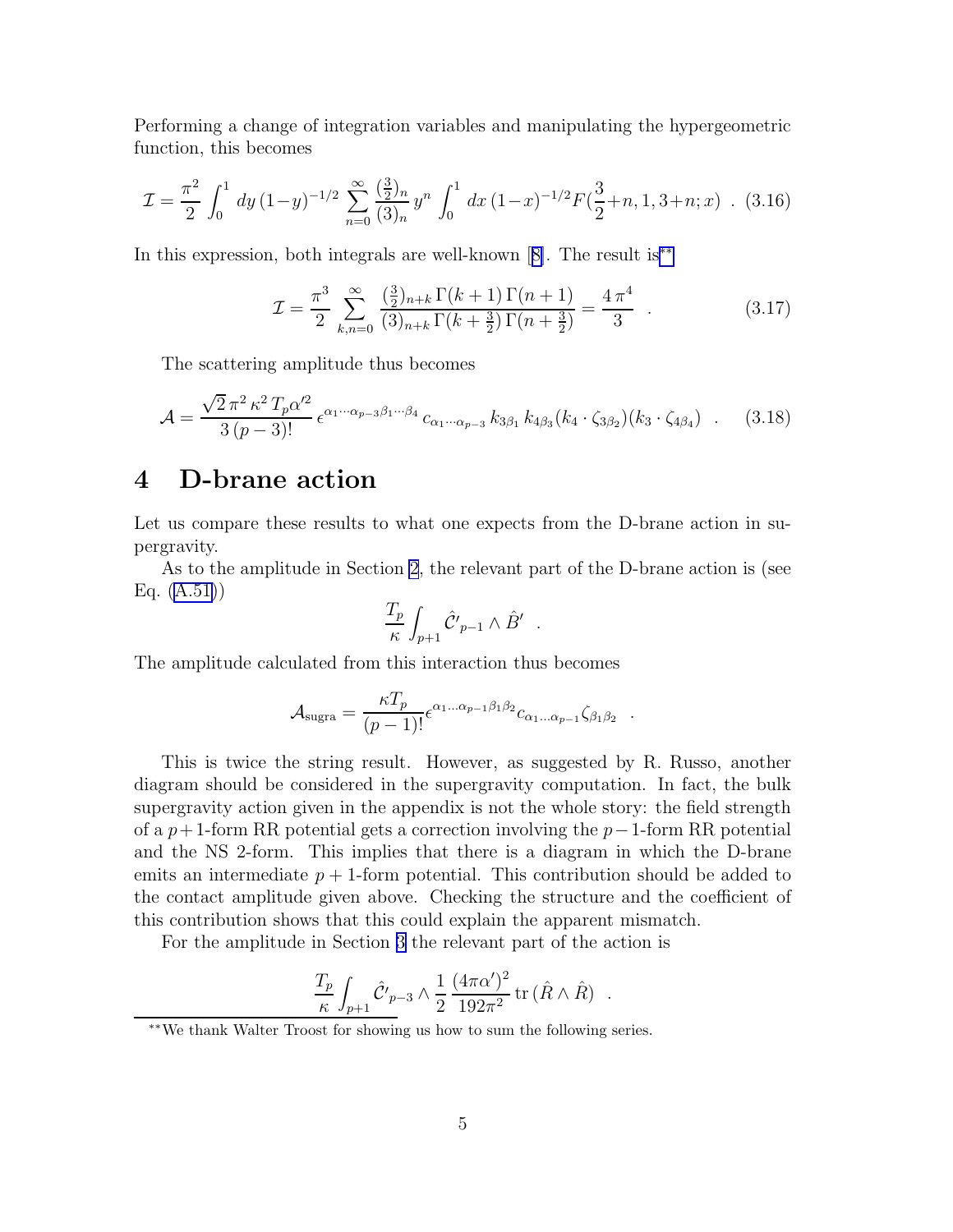Performing a change of integration variables and manipulating the hypergeometric function, this becomes

$$\mathcal{I} = \frac{\pi^2}{2} \int_0^1 dy\, (1-y)^{-1/2} \sum_{n=0}^{\infty} \frac{(\frac{3}{2})_n}{(3)_n}\, y^n \int_0^1 dx\, (1-x)^{-1/2} F(\frac{3}{2}+n, 1, 3+n; x) \quad . \tag{3.16}$$

In this expression, both integrals are well-known [8]. The result is**

$$\mathcal{I} = \frac{\pi^3}{2} \sum_{k,n=0}^{\infty} \frac{(\frac{3}{2})_{n+k}\, \Gamma(k+1)\, \Gamma(n+1)}{(3)_{n+k}\, \Gamma(k+\frac{3}{2})\, \Gamma(n+\frac{3}{2})} = \frac{4\,\pi^4}{3} \quad . \tag{3.17}$$

The scattering amplitude thus becomes

$$\mathcal{A} = \frac{\sqrt{2}\,\pi^2\,\kappa^2\, T_p \alpha'^2}{3\,(p-3)!}\, \epsilon^{\alpha_1 \cdots \alpha_{p-3} \beta_1 \cdots \beta_4}\, c_{\alpha_1 \cdots \alpha_{p-3}}\, k_{3\beta_1}\, k_{4\beta_3} (k_4 \cdot \zeta_{3\beta_2})(k_3 \cdot \zeta_{4\beta_4}) \quad . \tag{3.18}$$

# 4 D-brane action

Let us compare these results to what one expects from the D-brane action in supergravity.

As to the amplitude in Section 2, the relevant part of the D-brane action is (see Eq. (A.51))

$$\frac{T_p}{\kappa} \int_{p+1} \hat{\mathcal{C}'}_{p-1} \wedge \hat{B}' \quad .$$

The amplitude calculated from this interaction thus becomes

$$\mathcal{A}_{\text{sugra}} = \frac{\kappa T_p}{(p-1)!} \epsilon^{\alpha_1 \ldots \alpha_{p-1} \beta_1 \beta_2} c_{\alpha_1 \ldots \alpha_{p-1}} \zeta_{\beta_1 \beta_2} \quad .$$

This is twice the string result. However, as suggested by R. Russo, another diagram should be considered in the supergravity computation. In fact, the bulk supergravity action given in the appendix is not the whole story: the field strength of a $p+1$-form RR potential gets a correction involving the $p-1$-form RR potential and the NS 2-form. This implies that there is a diagram in which the D-brane emits an intermediate $p+1$-form potential. This contribution should be added to the contact amplitude given above. Checking the structure and the coefficient of this contribution shows that this could explain the apparent mismatch.

For the amplitude in Section 3 the relevant part of the action is

$$\frac{T_p}{\kappa} \int_{p+1} \hat{\mathcal{C}'}_{p-3} \wedge \frac{1}{2} \frac{(4\pi\alpha')^2}{192\pi^2} \operatorname{tr}(\hat{R} \wedge \hat{R}) \quad .$$

**We thank Walter Troost for showing us how to sum the following series.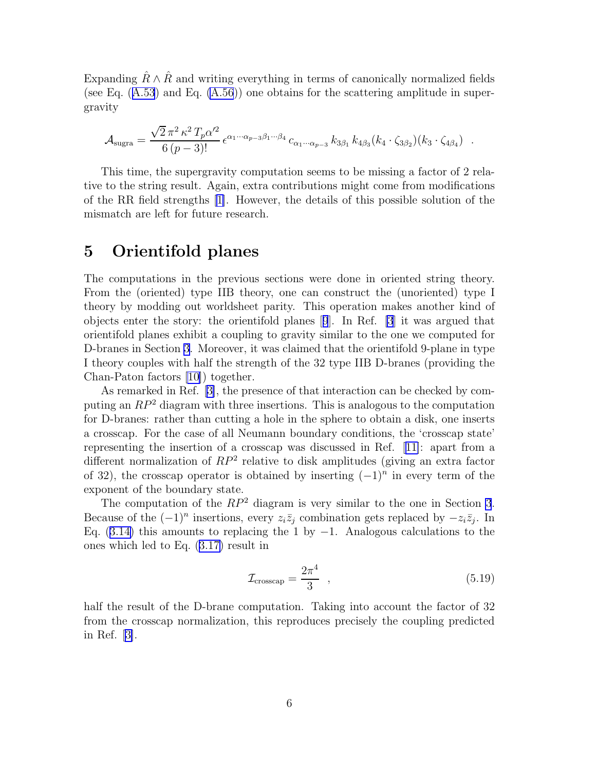Expanding $\hat{R} \wedge \hat{R}$ and writing everything in terms of canonically normalized fields (see Eq. (A.53) and Eq. (A.56)) one obtains for the scattering amplitude in supergravity

$$\mathcal{A}_{\rm sugra} = \frac{\sqrt{2}\,\pi^2\,\kappa^2\,T_p\alpha'^2}{6\,(p-3)!}\,\epsilon^{\alpha_1\cdots\alpha_{p-3}\beta_1\cdots\beta_4}\,c_{\alpha_1\cdots\alpha_{p-3}}\,k_{3\beta_1}\,k_{4\beta_3}(k_4\cdot\zeta_{3\beta_2})(k_3\cdot\zeta_{4\beta_4}) \quad .$$

This time, the supergravity computation seems to be missing a factor of 2 relative to the string result. Again, extra contributions might come from modifications of the RR field strengths [1]. However, the details of this possible solution of the mismatch are left for future research.

# 5 Orientifold planes

The computations in the previous sections were done in oriented string theory. From the (oriented) type IIB theory, one can construct the (unoriented) type I theory by modding out worldsheet parity. This operation makes another kind of objects enter the story: the orientifold planes [9]. In Ref. [3] it was argued that orientifold planes exhibit a coupling to gravity similar to the one we computed for D-branes in Section 3. Moreover, it was claimed that the orientifold 9-plane in type I theory couples with half the strength of the 32 type IIB D-branes (providing the Chan-Paton factors [10]) together.

As remarked in Ref. [3], the presence of that interaction can be checked by computing an $RP^2$ diagram with three insertions. This is analogous to the computation for D-branes: rather than cutting a hole in the sphere to obtain a disk, one inserts a crosscap. For the case of all Neumann boundary conditions, the 'crosscap state' representing the insertion of a crosscap was discussed in Ref. [11]: apart from a different normalization of $RP^2$ relative to disk amplitudes (giving an extra factor of 32), the crosscap operator is obtained by inserting $(-1)^n$ in every term of the exponent of the boundary state.

The computation of the $RP^2$ diagram is very similar to the one in Section 3. Because of the $(-1)^n$ insertions, every $z_i\bar{z}_j$ combination gets replaced by $-z_i\bar{z}_j$. In Eq. (3.14) this amounts to replacing the 1 by $-1$. Analogous calculations to the ones which led to Eq. (3.17) result in

$$\mathcal{I}_{\rm crosscap} = \frac{2\pi^4}{3} \quad , \tag{5.19}$$

half the result of the D-brane computation. Taking into account the factor of 32 from the crosscap normalization, this reproduces precisely the coupling predicted in Ref. [3].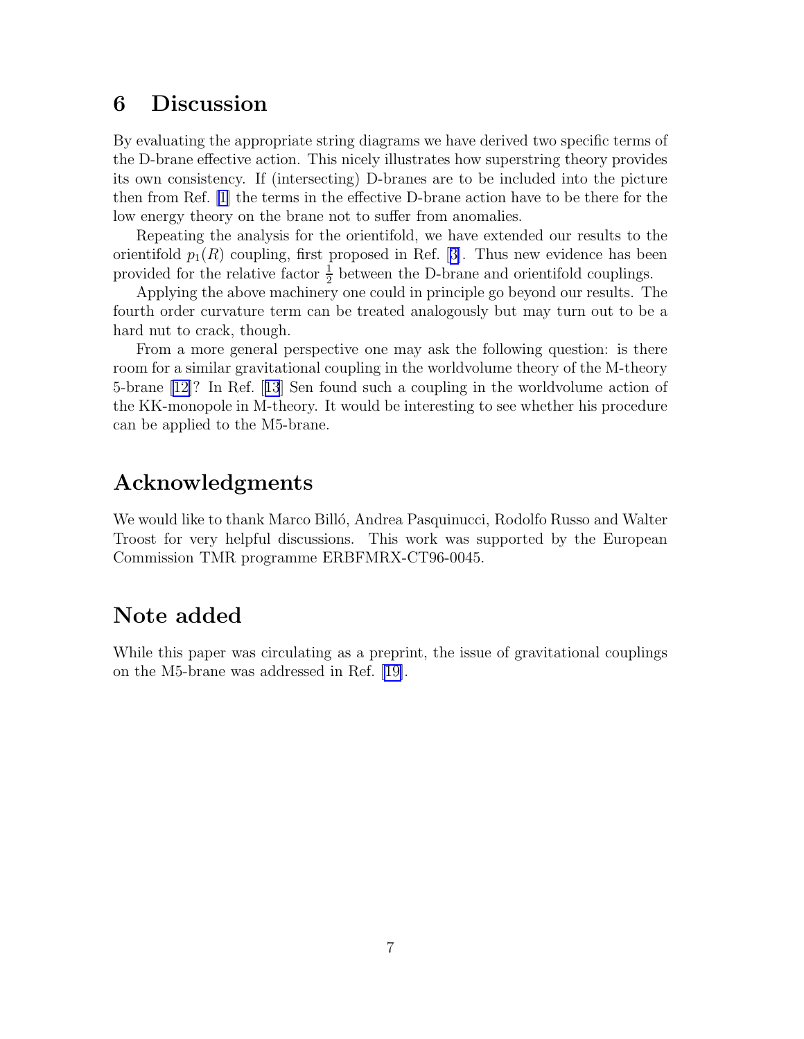## 6 Discussion

By evaluating the appropriate string diagrams we have derived two specific terms of the D-brane effective action. This nicely illustrates how superstring theory provides its own consistency. If (intersecting) D-branes are to be included into the picture then from Ref. [1] the terms in the effective D-brane action have to be there for the low energy theory on the brane not to suffer from anomalies.

Repeating the analysis for the orientifold, we have extended our results to the orientifold $p_1(R)$ coupling, first proposed in Ref. [3]. Thus new evidence has been provided for the relative factor $\frac{1}{2}$ between the D-brane and orientifold couplings.

Applying the above machinery one could in principle go beyond our results. The fourth order curvature term can be treated analogously but may turn out to be a hard nut to crack, though.

From a more general perspective one may ask the following question: is there room for a similar gravitational coupling in the worldvolume theory of the M-theory 5-brane [12]? In Ref. [13] Sen found such a coupling in the worldvolume action of the KK-monopole in M-theory. It would be interesting to see whether his procedure can be applied to the M5-brane.

## Acknowledgments

We would like to thank Marco Billó, Andrea Pasquinucci, Rodolfo Russo and Walter Troost for very helpful discussions. This work was supported by the European Commission TMR programme ERBFMRX-CT96-0045.

## Note added

While this paper was circulating as a preprint, the issue of gravitational couplings on the M5-brane was addressed in Ref. [19].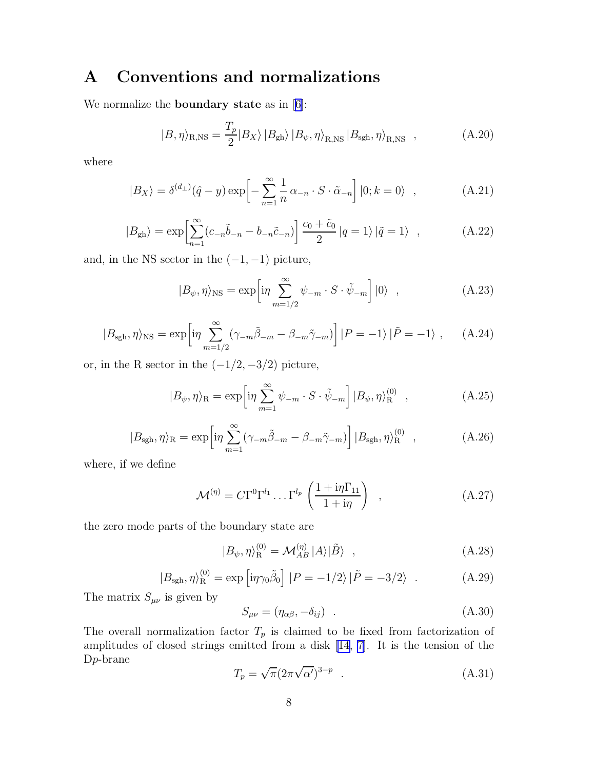# A Conventions and normalizations

We normalize the **boundary state** as in [6]:

$$|B, \eta\rangle_{\rm R,NS} = \frac{T_p}{2} |B_X\rangle\, |B_{\rm gh}\rangle\, |B_\psi, \eta\rangle_{\rm R,NS}\, |B_{\rm sgh}, \eta\rangle_{\rm R,NS} \quad , \tag{A.20}$$

where

$$|B_X\rangle = \delta^{(d_\perp)}(\hat{q} - y) \exp\Big[-\sum_{n=1}^{\infty} \frac{1}{n}\, \alpha_{-n} \cdot S \cdot \tilde{\alpha}_{-n}\Big]\, |0; k = 0\rangle \quad , \tag{A.21}$$

$$|B_{\rm gh}\rangle = \exp\Big[\sum_{n=1}^{\infty} (c_{-n}\tilde{b}_{-n} - b_{-n}\tilde{c}_{-n})\Big]\, \frac{c_0 + \tilde{c}_0}{2}\, |q = 1\rangle\, |\tilde{q} = 1\rangle \quad , \tag{A.22}$$

and, in the NS sector in the $(-1, -1)$ picture,

$$|B_\psi, \eta\rangle_{\rm NS} = \exp\Big[{\rm i}\eta \sum_{m=1/2}^{\infty} \psi_{-m} \cdot S \cdot \tilde{\psi}_{-m}\Big]\, |0\rangle \quad , \tag{A.23}$$

$$|B_{\rm sgh}, \eta\rangle_{\rm NS} = \exp\Big[{\rm i}\eta \sum_{m=1/2}^{\infty} (\gamma_{-m}\tilde{\beta}_{-m} - \beta_{-m}\tilde{\gamma}_{-m})\Big]\, |P = -1\rangle\, |\tilde{P} = -1\rangle \ , \tag{A.24}$$

or, in the R sector in the $(-1/2, -3/2)$ picture,

$$|B_\psi, \eta\rangle_{\rm R} = \exp\Big[{\rm i}\eta \sum_{m=1}^{\infty} \psi_{-m} \cdot S \cdot \tilde{\psi}_{-m}\Big]\, |B_\psi, \eta\rangle_{\rm R}^{(0)} \quad , \tag{A.25}$$

$$|B_{\rm sgh}, \eta\rangle_{\rm R} = \exp\Big[{\rm i}\eta \sum_{m=1}^{\infty} (\gamma_{-m}\tilde{\beta}_{-m} - \beta_{-m}\tilde{\gamma}_{-m})\Big]\, |B_{\rm sgh}, \eta\rangle_{\rm R}^{(0)} \quad , \tag{A.26}$$

where, if we define

$$\mathcal{M}^{(\eta)} = C\Gamma^0\Gamma^{l_1} \ldots \Gamma^{l_p} \left(\frac{1 + {\rm i}\eta\Gamma_{11}}{1 + {\rm i}\eta}\right) \quad , \tag{A.27}$$

the zero mode parts of the boundary state are

$$|B_\psi, \eta\rangle_{\rm R}^{(0)} = \mathcal{M}^{(\eta)}_{AB}\, |A\rangle |\tilde{B}\rangle \quad , \tag{A.28}$$

$$|B_{\rm sgh}, \eta\rangle_{\rm R}^{(0)} = \exp\left[{\rm i}\eta\gamma_0\tilde{\beta}_0\right]\, |P = -1/2\rangle\, |\tilde{P} = -3/2\rangle \quad . \tag{A.29}$$

The matrix $S_{\mu\nu}$ is given by

$$S_{\mu\nu} = (\eta_{\alpha\beta}, -\delta_{ij}) \quad . \tag{A.30}$$

The overall normalization factor $T_p$ is claimed to be fixed from factorization of amplitudes of closed strings emitted from a disk [14, 7]. It is the tension of the D$p$-brane

$$T_p = \sqrt{\pi}(2\pi\sqrt{\alpha'})^{3-p} \quad . \tag{A.31}$$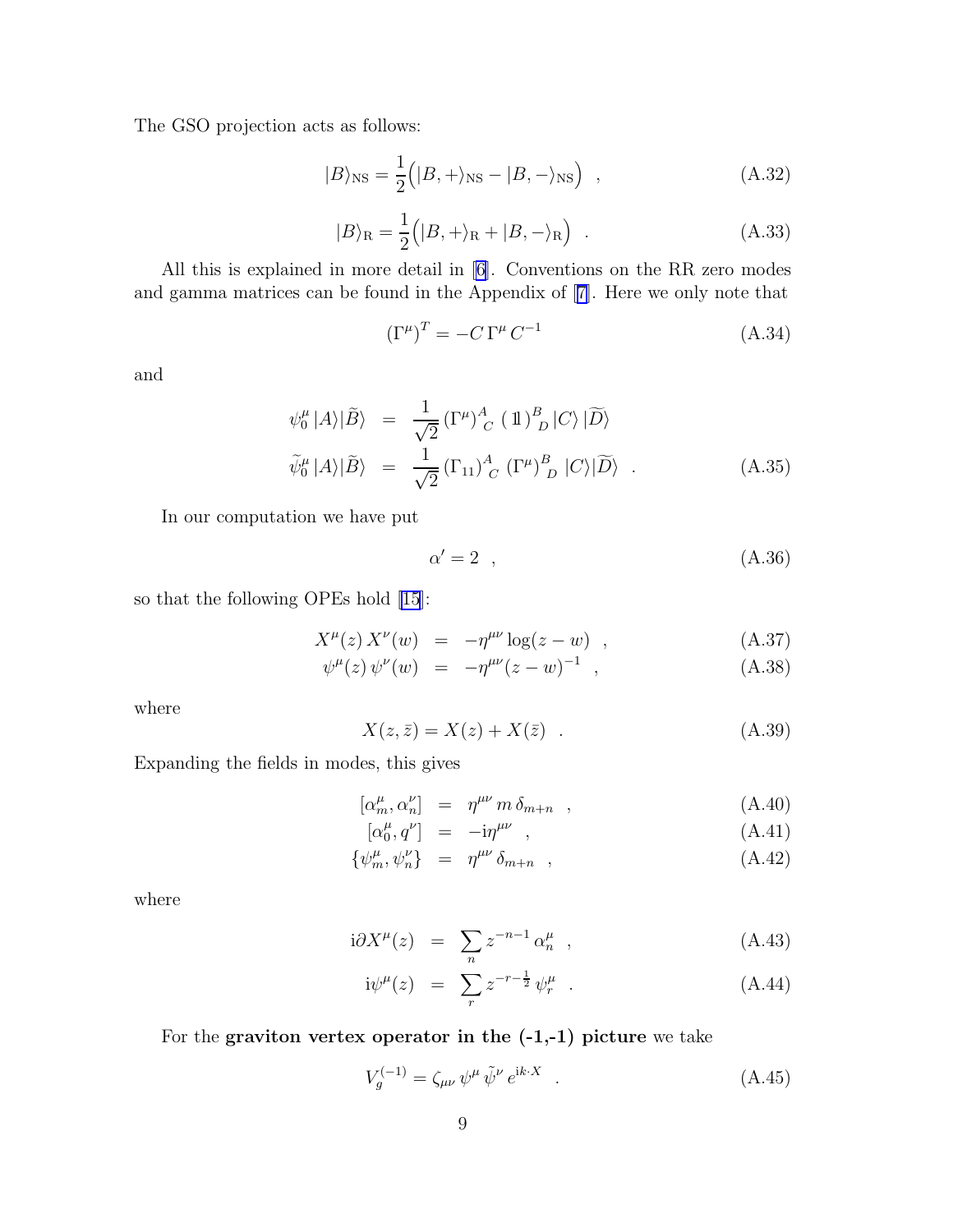The GSO projection acts as follows:

$$|B\rangle_{\rm NS} = \frac{1}{2}\Big(|B,+\rangle_{\rm NS} - |B,-\rangle_{\rm NS}\Big) \quad , \tag{A.32}$$

$$|B\rangle_{\rm R} = \frac{1}{2}\Big(|B,+\rangle_{\rm R} + |B,-\rangle_{\rm R}\Big) \quad . \tag{A.33}$$

All this is explained in more detail in [6]. Conventions on the RR zero modes and gamma matrices can be found in the Appendix of [7]. Here we only note that

$$(\Gamma^\mu)^T = -C\,\Gamma^\mu\,C^{-1} \tag{A.34}$$

and

$$\begin{aligned}
\psi_0^\mu\,|A\rangle|\widetilde{B}\rangle &= \frac{1}{\sqrt{2}}\,(\Gamma^\mu)^A_{\ \ C}\,(\,1\!\!1\,)^B_{\ \ D}\,|C\rangle\,|\widetilde{D}\rangle \\
\widetilde{\psi}_0^\mu\,|A\rangle|\widetilde{B}\rangle &= \frac{1}{\sqrt{2}}\,(\Gamma_{11})^A_{\ \ C}\,(\Gamma^\mu)^B_{\ \ D}\,|C\rangle|\widetilde{D}\rangle \quad .
\end{aligned} \tag{A.35}$$

In our computation we have put

$$\alpha' = 2 \quad , \tag{A.36}$$

so that the following OPEs hold [15]:

$$X^\mu(z)\,X^\nu(w) = -\eta^{\mu\nu}\log(z-w) \quad , \tag{A.37}$$

$$\psi^\mu(z)\,\psi^\nu(w) = -\eta^{\mu\nu}(z-w)^{-1} \quad , \tag{A.38}$$

where

$$X(z,\bar{z}) = X(z) + X(\bar{z}) \quad . \tag{A.39}$$

Expanding the fields in modes, this gives

$$[\alpha_m^\mu, \alpha_n^\nu] = \eta^{\mu\nu}\,m\,\delta_{m+n} \quad , \tag{A.40}$$

$$[\alpha_0^\mu, q^\nu] = -{\rm i}\eta^{\mu\nu} \quad , \tag{A.41}$$

$$\{\psi_m^\mu, \psi_n^\nu\} = \eta^{\mu\nu}\,\delta_{m+n} \quad , \tag{A.42}$$

where

$${\rm i}\partial X^\mu(z) = \sum_n z^{-n-1}\,\alpha_n^\mu \quad , \tag{A.43}$$

$${\rm i}\psi^\mu(z) = \sum_r z^{-r-\frac{1}{2}}\,\psi_r^\mu \quad . \tag{A.44}$$

For the **graviton vertex operator in the (-1,-1) picture** we take

$$V_g^{(-1)} = \zeta_{\mu\nu}\,\psi^\mu\,\tilde{\psi}^\nu\,e^{{\rm i}k\cdot X} \quad . \tag{A.45}$$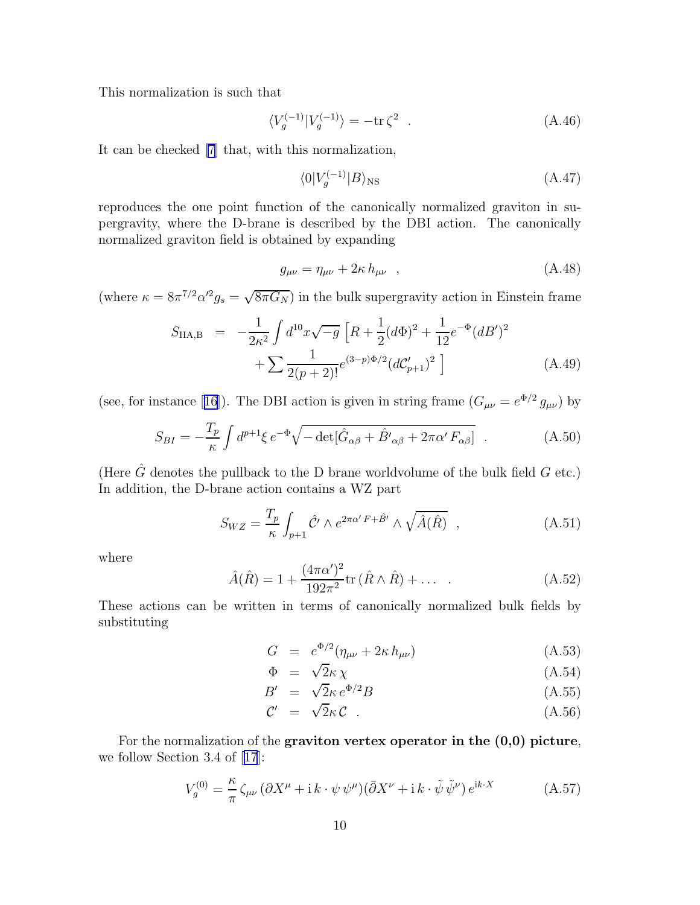This normalization is such that

$$\langle V_g^{(-1)} | V_g^{(-1)} \rangle = -\mathrm{tr}\, \zeta^2 \quad . \tag{A.46}$$

It can be checked [7] that, with this normalization,

$$\langle 0 | V_g^{(-1)} | B \rangle_{\rm NS} \tag{A.47}$$

reproduces the one point function of the canonically normalized graviton in supergravity, where the D-brane is described by the DBI action. The canonically normalized graviton field is obtained by expanding

$$g_{\mu\nu} = \eta_{\mu\nu} + 2\kappa\, h_{\mu\nu} \quad , \tag{A.48}$$

(where $\kappa = 8\pi^{7/2}\alpha'^2 g_s = \sqrt{8\pi G_N}$) in the bulk supergravity action in Einstein frame

$$\begin{aligned} S_{\rm IIA,B} \;\; &= \;\; -\frac{1}{2\kappa^2}\int d^{10}x\sqrt{-g}\, \Big[ R + \frac{1}{2}(d\Phi)^2 + \frac{1}{12}e^{-\Phi}(dB')^2 \\ &\qquad + \sum \frac{1}{2(p+2)!} e^{(3-p)\Phi/2}(d\mathcal{C}'_{p+1})^2 \;\Big] \end{aligned} \tag{A.49}$$

(see, for instance [16]). The DBI action is given in string frame ($G_{\mu\nu} = e^{\Phi/2}\, g_{\mu\nu}$) by

$$S_{BI} = -\frac{T_p}{\kappa}\int d^{p+1}\xi\, e^{-\Phi}\sqrt{-\det[\hat{G}_{\alpha\beta} + \hat{B}'_{\alpha\beta} + 2\pi\alpha'\, F_{\alpha\beta}]} \quad . \tag{A.50}$$

(Here $\hat{G}$ denotes the pullback to the D brane worldvolume of the bulk field $G$ etc.) In addition, the D-brane action contains a WZ part

$$S_{WZ} = \frac{T_p}{\kappa}\int_{p+1} \hat{\mathcal{C}}' \wedge e^{2\pi\alpha' F + \hat{B}'} \wedge \sqrt{\hat{A}(\hat{R})} \quad , \tag{A.51}$$

where

$$\hat{A}(\hat{R}) = 1 + \frac{(4\pi\alpha')^2}{192\pi^2}\mathrm{tr}\,(\hat{R}\wedge\hat{R}) + \ldots \quad . \tag{A.52}$$

These actions can be written in terms of canonically normalized bulk fields by substituting

$$G \;\; = \;\; e^{\Phi/2}(\eta_{\mu\nu} + 2\kappa\, h_{\mu\nu}) \tag{A.53}$$

$$\Phi \;\; = \;\; \sqrt{2}\kappa\, \chi \tag{A.54}$$

$$B' \;\; = \;\; \sqrt{2}\kappa\, e^{\Phi/2} B \tag{A.55}$$

$$\mathcal{C}' \;\; = \;\; \sqrt{2}\kappa\, \mathcal{C} \quad . \tag{A.56}$$

For the normalization of the **graviton vertex operator in the (0,0) picture**, we follow Section 3.4 of [17]:

$$V_g^{(0)} = \frac{\kappa}{\pi}\, \zeta_{\mu\nu}\, (\partial X^\mu + \mathrm{i}\, k\cdot\psi\, \psi^\mu)(\bar{\partial} X^\nu + \mathrm{i}\, k\cdot\tilde{\psi}\, \tilde{\psi}^\nu)\, e^{\mathrm{i}k\cdot X} \tag{A.57}$$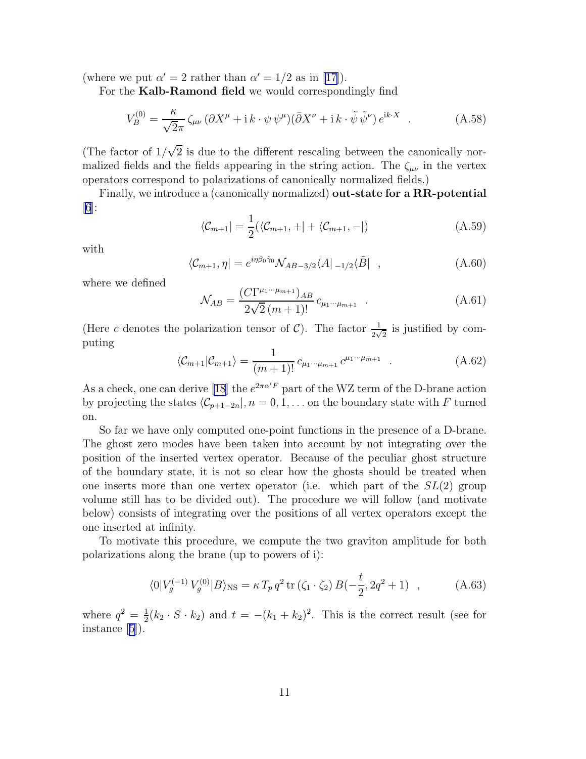(where we put $\alpha' = 2$ rather than $\alpha' = 1/2$ as in [17]).

For the **Kalb-Ramond field** we would correspondingly find

$$V_B^{(0)} = \frac{\kappa}{\sqrt{2}\pi}\,\zeta_{\mu\nu}\,(\partial X^\mu + \mathrm{i}\,k\cdot\psi\,\psi^\mu)(\bar\partial X^\nu + \mathrm{i}\,k\cdot\tilde\psi\,\tilde\psi^\nu)\,e^{\mathrm{i}k\cdot X} \quad . \tag{A.58}$$

(The factor of $1/\sqrt{2}$ is due to the different rescaling between the canonically normalized fields and the fields appearing in the string action. The $\zeta_{\mu\nu}$ in the vertex operators correspond to polarizations of canonically normalized fields.)

Finally, we introduce a (canonically normalized) **out-state for a RR-potential** [6]:

$$\langle \mathcal{C}_{m+1}| = \frac{1}{2}(\langle \mathcal{C}_{m+1}, +| + \langle \mathcal{C}_{m+1}, -|) \tag{A.59}$$

with

$$\langle \mathcal{C}_{m+1}, \eta| = e^{i\eta\beta_0\tilde\gamma_0}\mathcal{N}_{AB\,-3/2}\langle A|_{\,-1/2}\langle \tilde B| \quad , \tag{A.60}$$

where we defined

$$\mathcal{N}_{AB} = \frac{(C\Gamma^{\mu_1\cdots\mu_{m+1}})_{AB}}{2\sqrt{2}\,(m+1)!}\,c_{\mu_1\cdots\mu_{m+1}} \quad . \tag{A.61}$$

(Here $c$ denotes the polarization tensor of $\mathcal{C}$). The factor $\frac{1}{2\sqrt{2}}$ is justified by computing

$$\langle \mathcal{C}_{m+1}|\mathcal{C}_{m+1}\rangle = \frac{1}{(m+1)!}\,c_{\mu_1\cdots\mu_{m+1}}\,c^{\mu_1\cdots\mu_{m+1}} \quad . \tag{A.62}$$

As a check, one can derive [18] the $e^{2\pi\alpha' F}$ part of the WZ term of the D-brane action by projecting the states $\langle \mathcal{C}_{p+1-2n}|, n = 0, 1, \ldots$ on the boundary state with $F$ turned on.

So far we have only computed one-point functions in the presence of a D-brane. The ghost zero modes have been taken into account by not integrating over the position of the inserted vertex operator. Because of the peculiar ghost structure of the boundary state, it is not so clear how the ghosts should be treated when one inserts more than one vertex operator (i.e. which part of the $SL(2)$ group volume still has to be divided out). The procedure we will follow (and motivate below) consists of integrating over the positions of all vertex operators except the one inserted at infinity.

To motivate this procedure, we compute the two graviton amplitude for both polarizations along the brane (up to powers of i):

$$\langle 0|V_g^{(-1)}\,V_g^{(0)}|B\rangle_{\rm NS} = \kappa\,T_p\,q^2\,\mathrm{tr}\,(\zeta_1\cdot\zeta_2)\,B(-\frac{t}{2}, 2q^2+1) \quad , \tag{A.63}$$

where $q^2 = \frac{1}{2}(k_2\cdot S\cdot k_2)$ and $t = -(k_1+k_2)^2$. This is the correct result (see for instance [5]).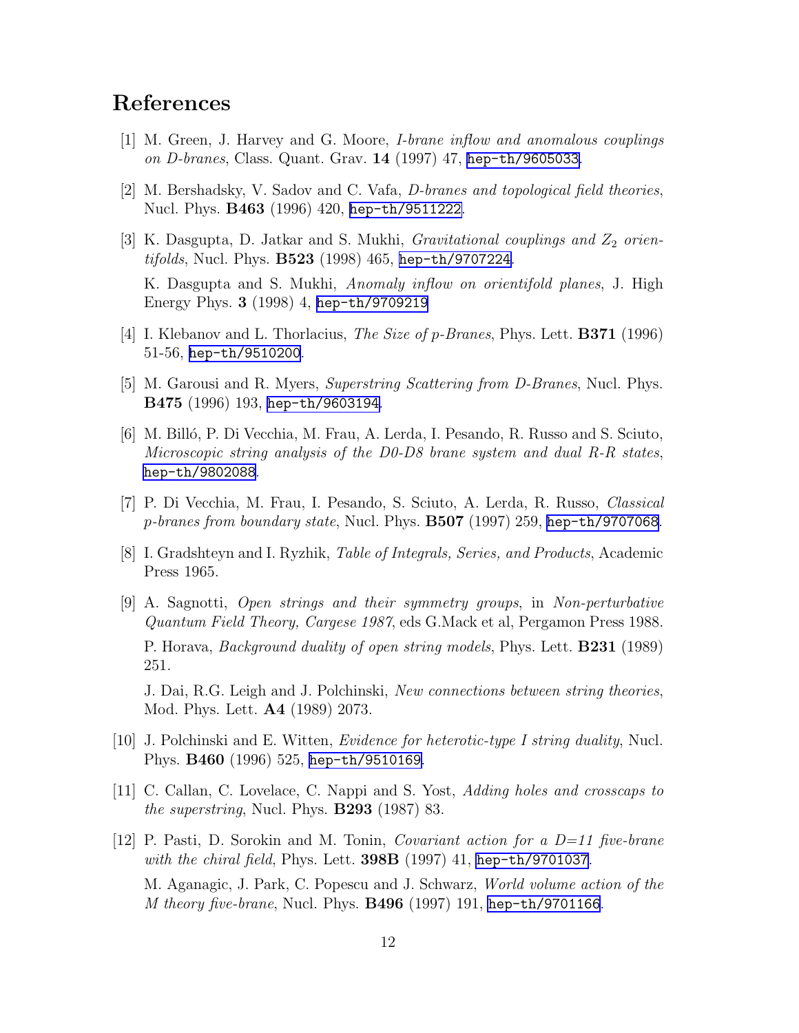## References

[1] M. Green, J. Harvey and G. Moore, *I-brane inflow and anomalous couplings on D-branes*, Class. Quant. Grav. **14** (1997) 47, hep-th/9605033.

[2] M. Bershadsky, V. Sadov and C. Vafa, *D-branes and topological field theories*, Nucl. Phys. **B463** (1996) 420, hep-th/9511222.

[3] K. Dasgupta, D. Jatkar and S. Mukhi, *Gravitational couplings and $Z_2$ orientifolds*, Nucl. Phys. **B523** (1998) 465, hep-th/9707224.

K. Dasgupta and S. Mukhi, *Anomaly inflow on orientifold planes*, J. High Energy Phys. **3** (1998) 4, hep-th/9709219

[4] I. Klebanov and L. Thorlacius, *The Size of p-Branes*, Phys. Lett. **B371** (1996) 51-56, hep-th/9510200.

[5] M. Garousi and R. Myers, *Superstring Scattering from D-Branes*, Nucl. Phys. **B475** (1996) 193, hep-th/9603194.

[6] M. Billó, P. Di Vecchia, M. Frau, A. Lerda, I. Pesando, R. Russo and S. Sciuto, *Microscopic string analysis of the D0-D8 brane system and dual R-R states*, hep-th/9802088.

[7] P. Di Vecchia, M. Frau, I. Pesando, S. Sciuto, A. Lerda, R. Russo, *Classical p-branes from boundary state*, Nucl. Phys. **B507** (1997) 259, hep-th/9707068.

[8] I. Gradshteyn and I. Ryzhik, *Table of Integrals, Series, and Products*, Academic Press 1965.

[9] A. Sagnotti, *Open strings and their symmetry groups*, in *Non-perturbative Quantum Field Theory, Cargese 1987*, eds G.Mack et al, Pergamon Press 1988.

P. Horava, *Background duality of open string models*, Phys. Lett. **B231** (1989) 251.

J. Dai, R.G. Leigh and J. Polchinski, *New connections between string theories*, Mod. Phys. Lett. **A4** (1989) 2073.

[10] J. Polchinski and E. Witten, *Evidence for heterotic-type I string duality*, Nucl. Phys. **B460** (1996) 525, hep-th/9510169.

[11] C. Callan, C. Lovelace, C. Nappi and S. Yost, *Adding holes and crosscaps to the superstring*, Nucl. Phys. **B293** (1987) 83.

[12] P. Pasti, D. Sorokin and M. Tonin, *Covariant action for a D=11 five-brane with the chiral field*, Phys. Lett. **398B** (1997) 41, hep-th/9701037.

M. Aganagic, J. Park, C. Popescu and J. Schwarz, *World volume action of the M theory five-brane*, Nucl. Phys. **B496** (1997) 191, hep-th/9701166.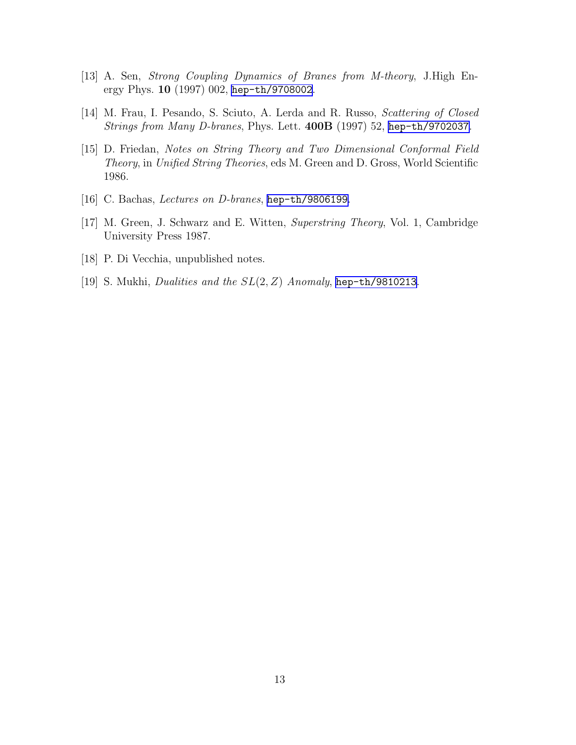[13] A. Sen, *Strong Coupling Dynamics of Branes from M-theory*, J.High Energy Phys. **10** (1997) 002, hep-th/9708002.

[14] M. Frau, I. Pesando, S. Sciuto, A. Lerda and R. Russo, *Scattering of Closed Strings from Many D-branes*, Phys. Lett. **400B** (1997) 52, hep-th/9702037.

[15] D. Friedan, *Notes on String Theory and Two Dimensional Conformal Field Theory*, in *Unified String Theories*, eds M. Green and D. Gross, World Scientific 1986.

[16] C. Bachas, *Lectures on D-branes*, hep-th/9806199.

[17] M. Green, J. Schwarz and E. Witten, *Superstring Theory*, Vol. 1, Cambridge University Press 1987.

[18] P. Di Vecchia, unpublished notes.

[19] S. Mukhi, *Dualities and the $SL(2, Z)$ Anomaly*, hep-th/9810213.